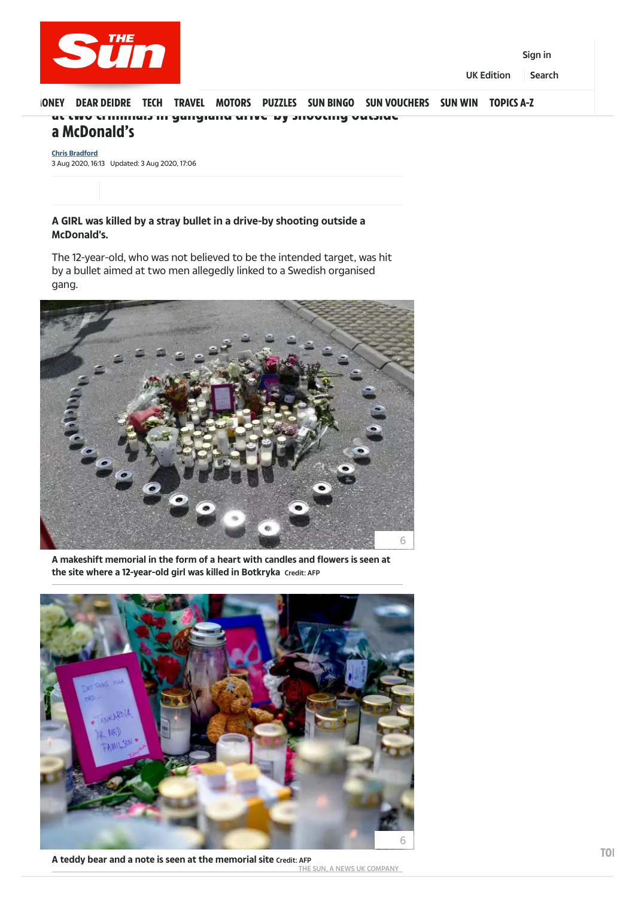at two criminals in gangland drive-by shooting outside a McDonald's

Chris Bradford
3 Aug 2020, 16:13 Updated: 3 Aug 2020, 17:06

**A GIRL was killed by a stray bullet in a drive-by shooting outside a McDonald's.**

The 12-year-old, who was not believed to be the intended target, was hit by a bullet aimed at two men allegedly linked to a Swedish organised gang.

A makeshift memorial in the form of a heart with candles and flowers is seen at the site where a 12-year-old girl was killed in Botkryka Credit: AFP

A teddy bear and a note is seen at the memorial site Credit: AFP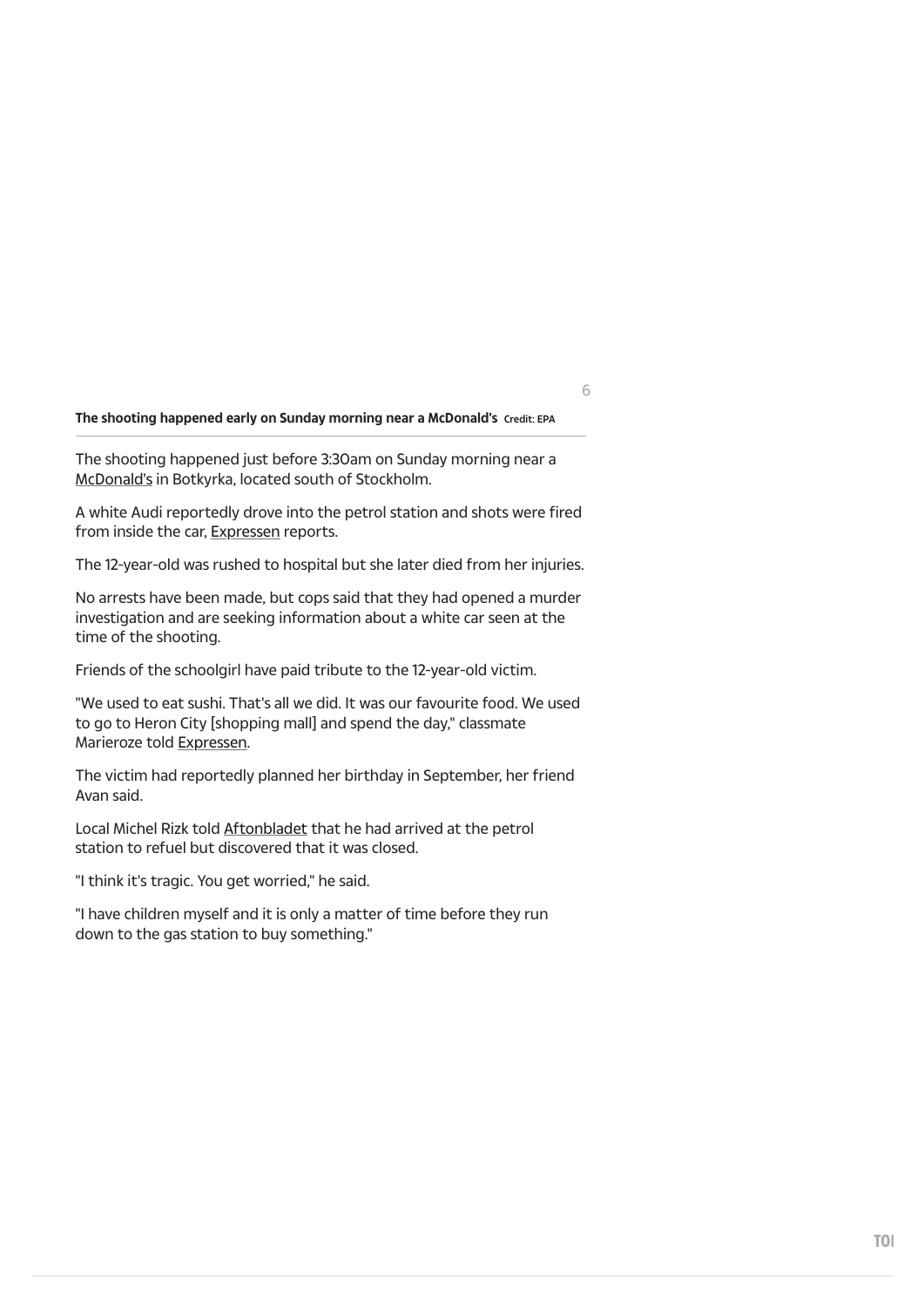**The shooting happened early on Sunday morning near a McDonald's** Credit: EPA

The shooting happened just before 3:30am on Sunday morning near a McDonald's in Botkyrka, located south of Stockholm.

A white Audi reportedly drove into the petrol station and shots were fired from inside the car, Expressen reports.

The 12-year-old was rushed to hospital but she later died from her injuries.

No arrests have been made, but cops said that they had opened a murder investigation and are seeking information about a white car seen at the time of the shooting.

Friends of the schoolgirl have paid tribute to the 12-year-old victim.

"We used to eat sushi. That's all we did. It was our favourite food. We used to go to Heron City [shopping mall] and spend the day," classmate Marieroze told Expressen.

The victim had reportedly planned her birthday in September, her friend Avan said.

Local Michel Rizk told Aftonbladet that he had arrived at the petrol station to refuel but discovered that it was closed.

"I think it's tragic. You get worried," he said.

"I have children myself and it is only a matter of time before they run down to the gas station to buy something."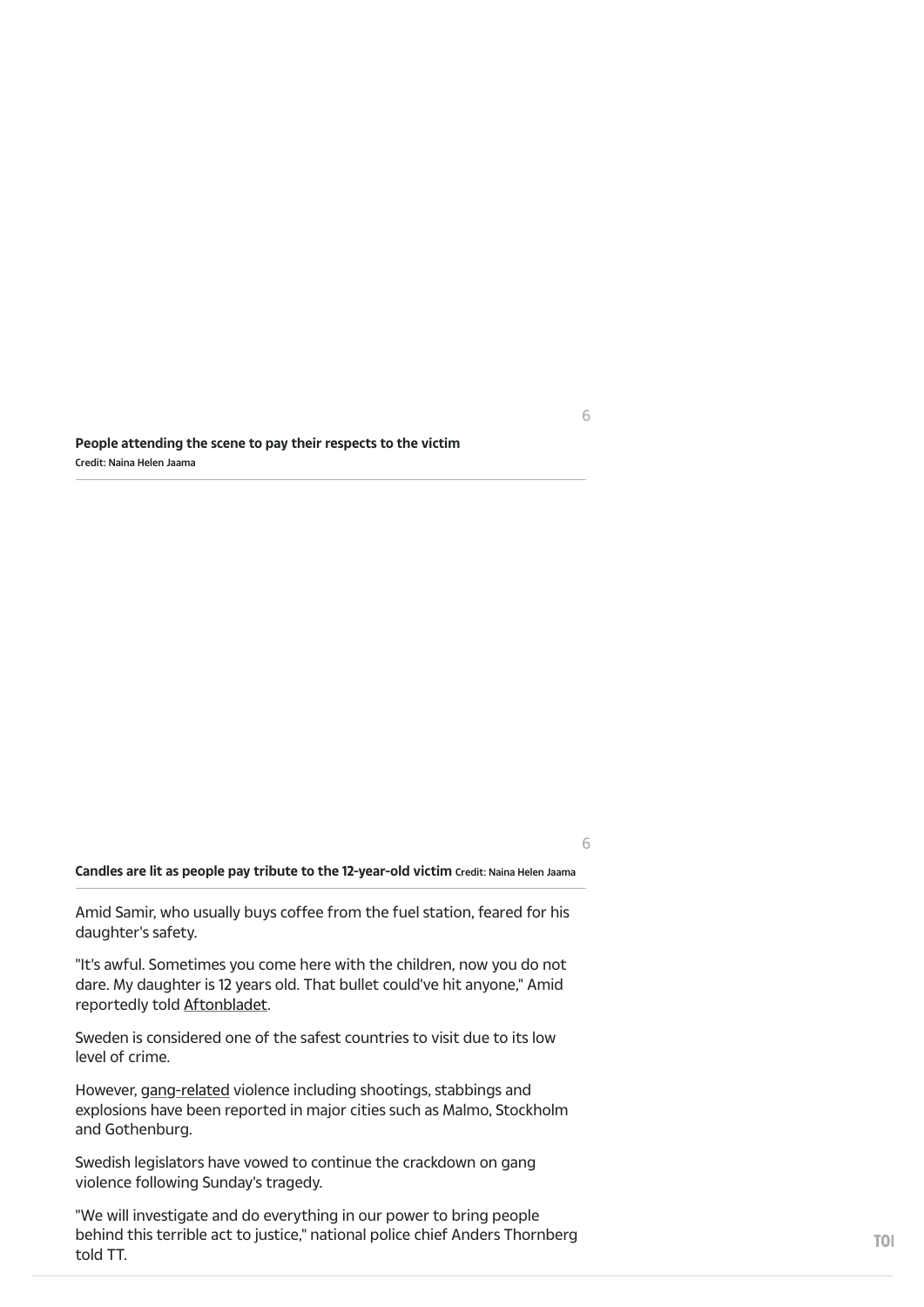**People attending the scene to pay their respects to the victim**
Credit: Naina Helen Jaama

**Candles are lit as people pay tribute to the 12-year-old victim** Credit: Naina Helen Jaama

Amid Samir, who usually buys coffee from the fuel station, feared for his daughter's safety.

"It's awful. Sometimes you come here with the children, now you do not dare. My daughter is 12 years old. That bullet could've hit anyone," Amid reportedly told Aftonbladet.

Sweden is considered one of the safest countries to visit due to its low level of crime.

However, gang-related violence including shootings, stabbings and explosions have been reported in major cities such as Malmo, Stockholm and Gothenburg.

Swedish legislators have vowed to continue the crackdown on gang violence following Sunday's tragedy.

"We will investigate and do everything in our power to bring people behind this terrible act to justice," national police chief Anders Thornberg told TT.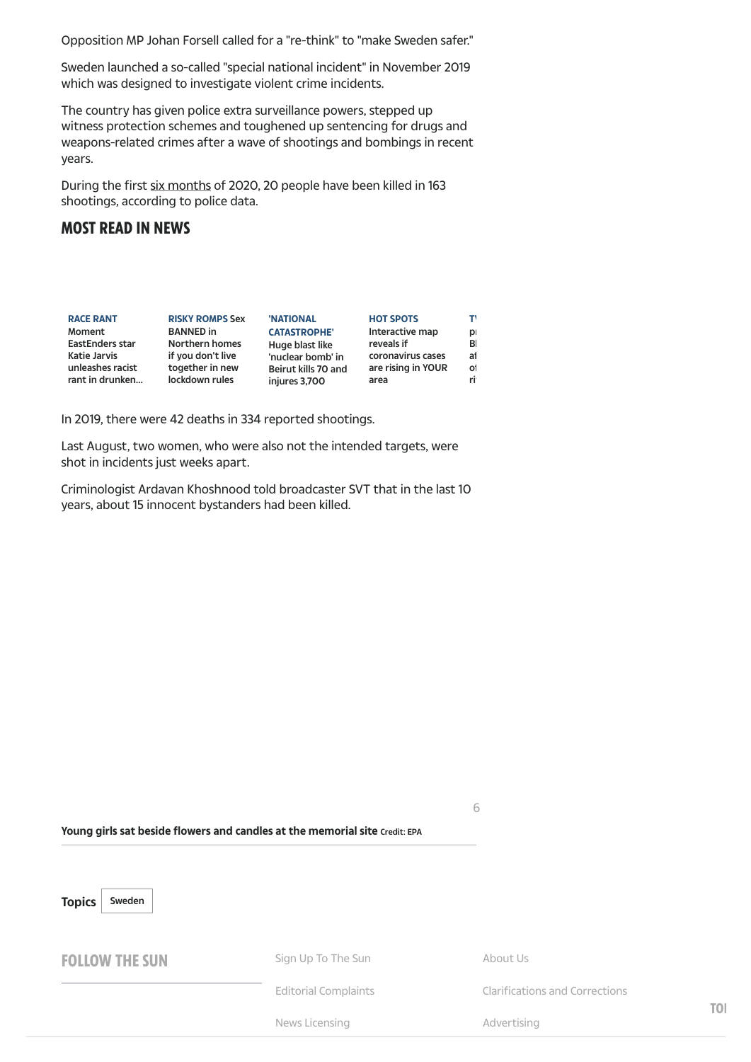Opposition MP Johan Forsell called for a "re-think" to "make Sweden safer."

Sweden launched a so-called "special national incident" in November 2019 which was designed to investigate violent crime incidents.

The country has given police extra surveillance powers, stepped up witness protection schemes and toughened up sentencing for drugs and weapons-related crimes after a wave of shootings and bombings in recent years.

During the first six months of 2020, 20 people have been killed in 163 shootings, according to police data.

## MOST READ IN NEWS

**RACE RANT** Moment EastEnders star Katie Jarvis unleashes racist rant in drunken...

**RISKY ROMPS** Sex BANNED in Northern homes if you don't live together in new lockdown rules

**'NATIONAL CATASTROPHE'** Huge blast like 'nuclear bomb' in Beirut kills 70 and injures 3,700

**HOT SPOTS** Interactive map reveals if coronavirus cases are rising in YOUR area

In 2019, there were 42 deaths in 334 reported shootings.

Last August, two women, who were also not the intended targets, were shot in incidents just weeks apart.

Criminologist Ardavan Khoshnood told broadcaster SVT that in the last 10 years, about 15 innocent bystanders had been killed.

6

**Young girls sat beside flowers and candles at the memorial site** Credit: EPA

**Topics** Sweden

**FOLLOW THE SUN**

Sign Up To The Sun

About Us

Editorial Complaints

Clarifications and Corrections

News Licensing

Advertising